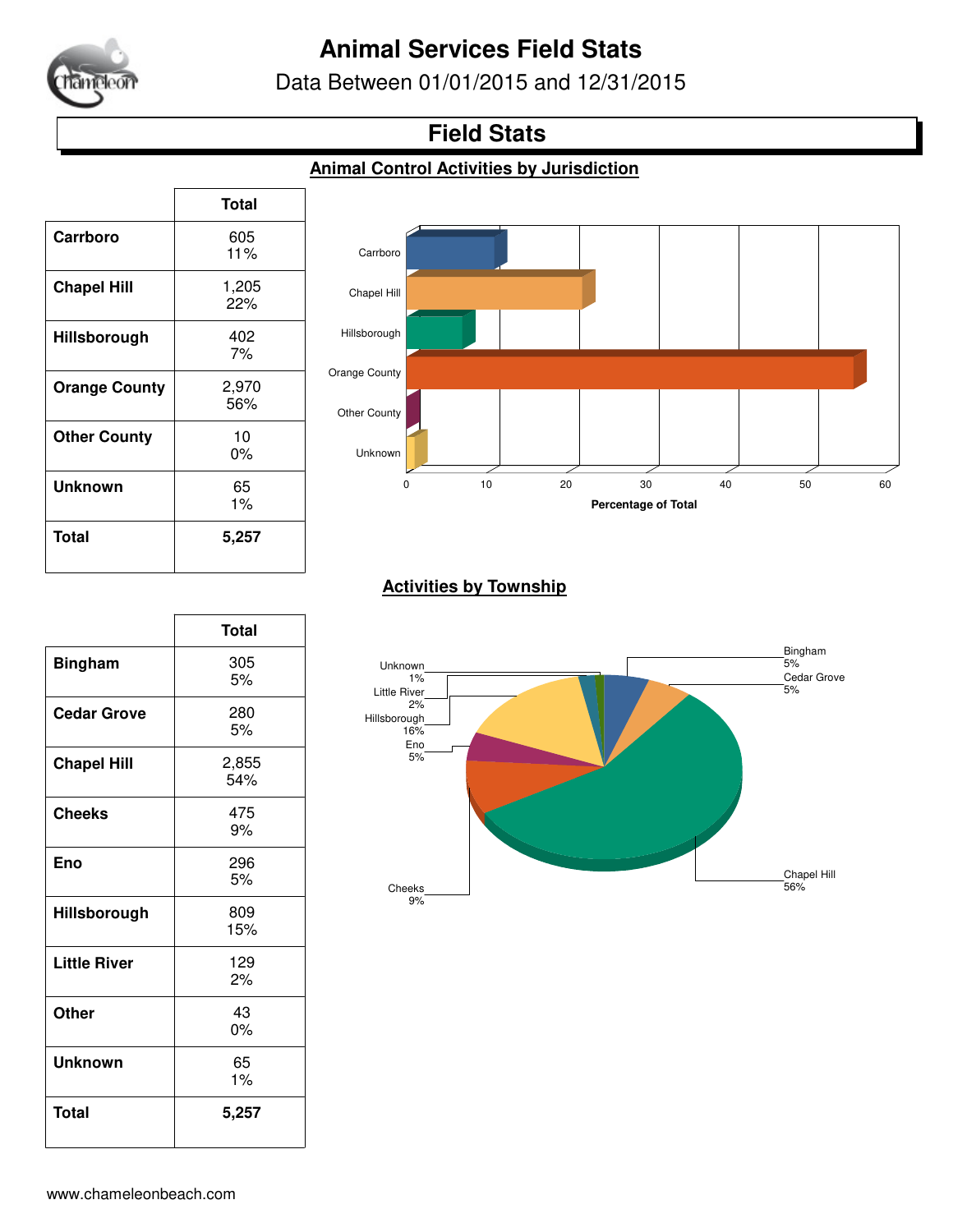# Animal Services Field Stats

Data Between 01/01/2015 and 12/31/2015

## Field Stats

### Animal Control Activities by Jurisdiction

| | Total |
|---|---|
| **Carrboro** | 605<br>11% |
| **Chapel Hill** | 1,205<br>22% |
| **Hillsborough** | 402<br>7% |
| **Orange County** | 2,970<br>56% |
| **Other County** | 10<br>0% |
| **Unknown** | 65<br>1% |
| **Total** | **5,257** |

### Activities by Township

| | Total |
|---|---|
| **Bingham** | 305<br>5% |
| **Cedar Grove** | 280<br>5% |
| **Chapel Hill** | 2,855<br>54% |
| **Cheeks** | 475<br>9% |
| **Eno** | 296<br>5% |
| **Hillsborough** | 809<br>15% |
| **Little River** | 129<br>2% |
| **Other** | 43<br>0% |
| **Unknown** | 65<br>1% |
| **Total** | **5,257** |

www.chameleonbeach.com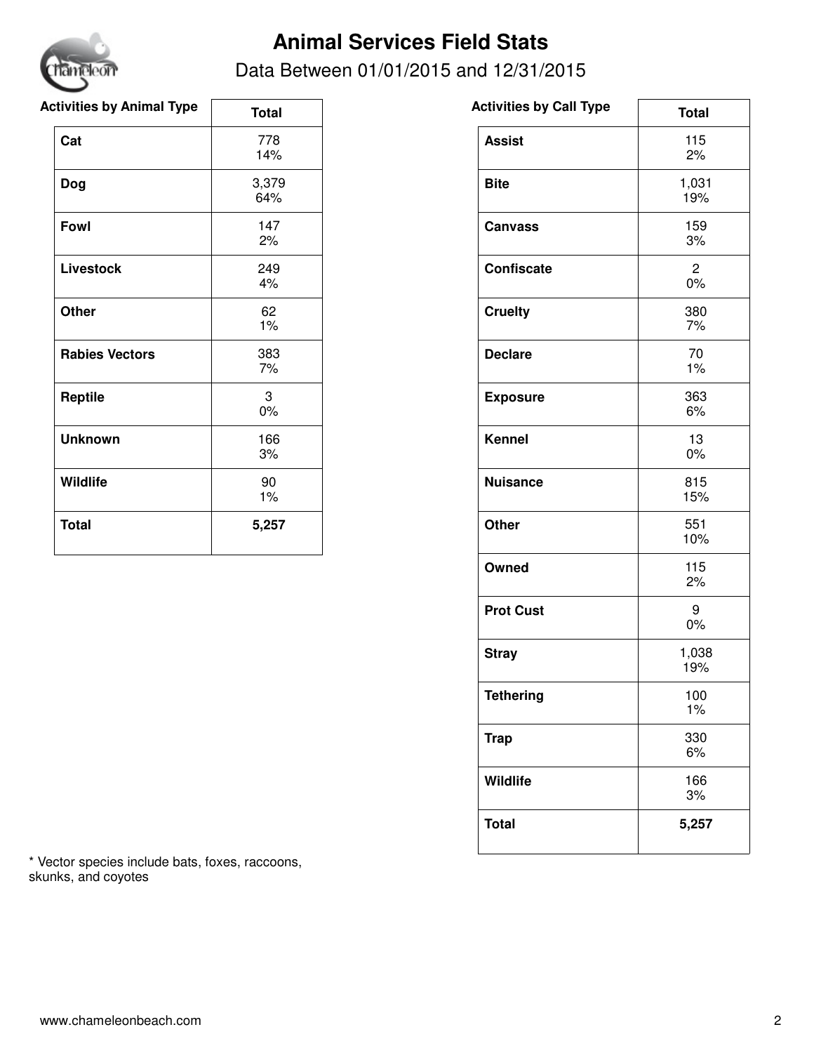# Animal Services Field Stats

Data Between 01/01/2015 and 12/31/2015

| Activities by Animal Type | Total |
|---|---|
| **Cat** | 778<br>14% |
| **Dog** | 3,379<br>64% |
| **Fowl** | 147<br>2% |
| **Livestock** | 249<br>4% |
| **Other** | 62<br>1% |
| **Rabies Vectors** | 383<br>7% |
| **Reptile** | 3<br>0% |
| **Unknown** | 166<br>3% |
| **Wildlife** | 90<br>1% |
| **Total** | **5,257** |

| Activities by Call Type | Total |
|---|---|
| **Assist** | 115<br>2% |
| **Bite** | 1,031<br>19% |
| **Canvass** | 159<br>3% |
| **Confiscate** | 2<br>0% |
| **Cruelty** | 380<br>7% |
| **Declare** | 70<br>1% |
| **Exposure** | 363<br>6% |
| **Kennel** | 13<br>0% |
| **Nuisance** | 815<br>15% |
| **Other** | 551<br>10% |
| **Owned** | 115<br>2% |
| **Prot Cust** | 9<br>0% |
| **Stray** | 1,038<br>19% |
| **Tethering** | 100<br>1% |
| **Trap** | 330<br>6% |
| **Wildlife** | 166<br>3% |
| **Total** | **5,257** |

* Vector species include bats, foxes, raccoons, skunks, and coyotes

www.chameleonbeach.com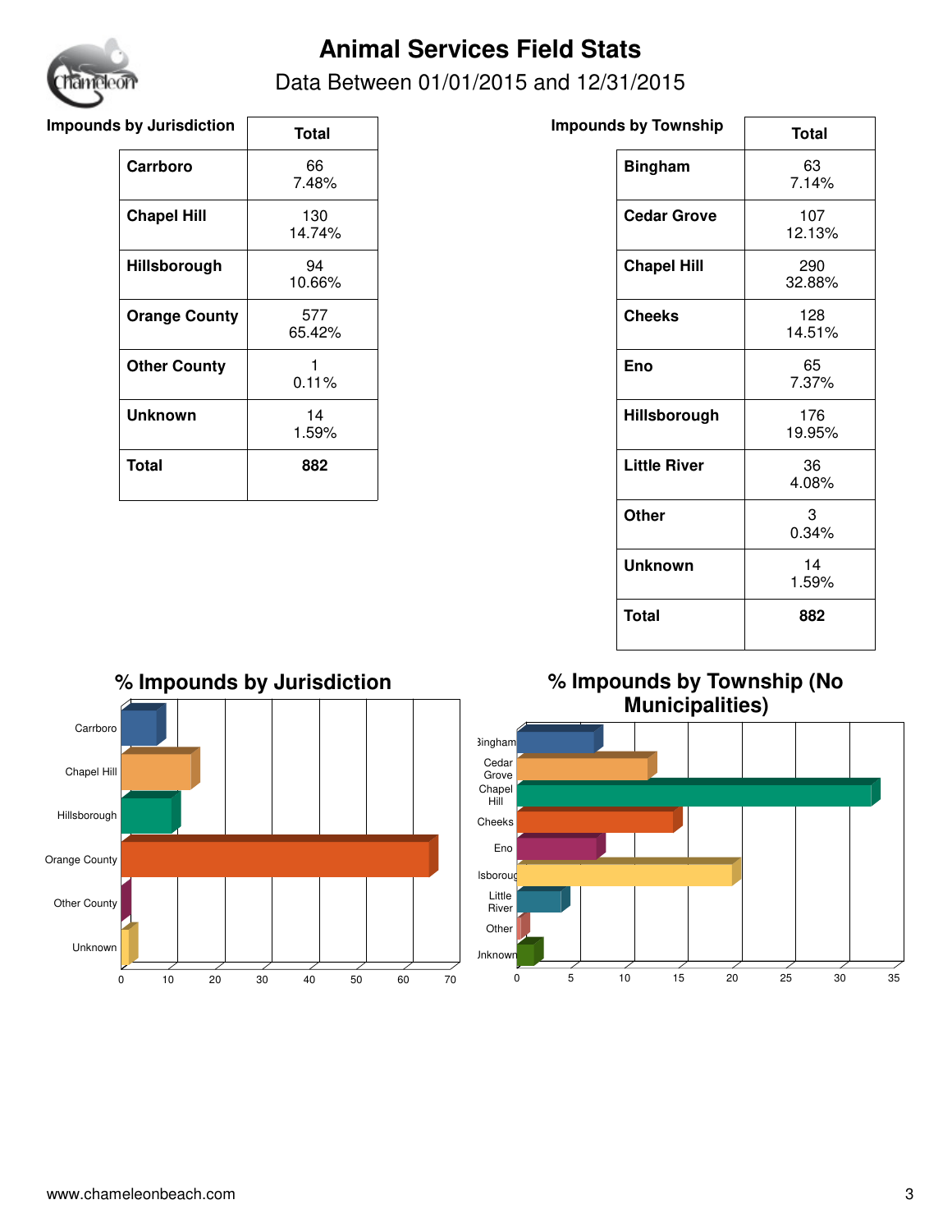# Animal Services Field Stats

Data Between 01/01/2015 and 12/31/2015

**Impounds by Jurisdiction**

| | Total |
|---|---|
| **Carrboro** | 66<br>7.48% |
| **Chapel Hill** | 130<br>14.74% |
| **Hillsborough** | 94<br>10.66% |
| **Orange County** | 577<br>65.42% |
| **Other County** | 1<br>0.11% |
| **Unknown** | 14<br>1.59% |
| **Total** | **882** |

**Impounds by Township**

| | Total |
|---|---|
| **Bingham** | 63<br>7.14% |
| **Cedar Grove** | 107<br>12.13% |
| **Chapel Hill** | 290<br>32.88% |
| **Cheeks** | 128<br>14.51% |
| **Eno** | 65<br>7.37% |
| **Hillsborough** | 176<br>19.95% |
| **Little River** | 36<br>4.08% |
| **Other** | 3<br>0.34% |
| **Unknown** | 14<br>1.59% |
| **Total** | **882** |

## % Impounds by Jurisdiction

Carrboro
Chapel Hill
Hillsborough
Orange County
Other County
Unknown

0 10 20 30 40 50 60 70

## % Impounds by Township (No Municipalities)

Bingham
Cedar Grove
Chapel Hill
Cheeks
Eno
Hillsborough
Little River
Other
Unknown

0 5 10 15 20 25 30 35

www.chameleonbeach.com